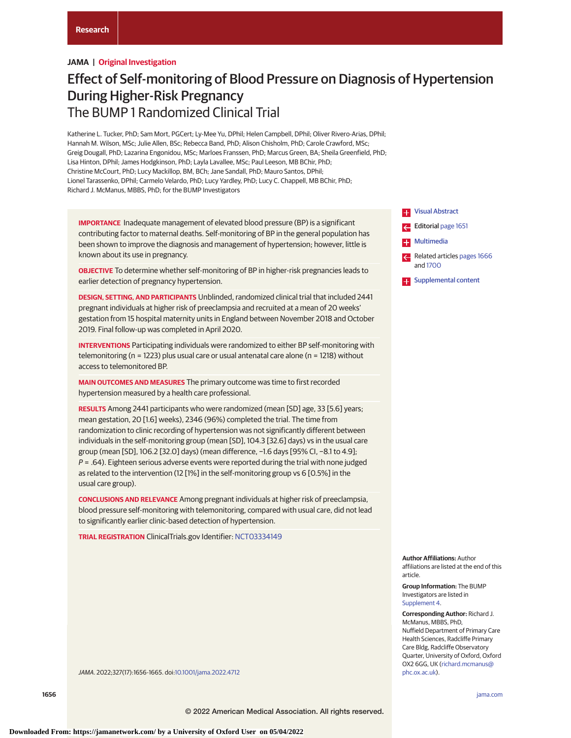# Effect of Self-monitoring of Blood Pressure on Diagnosis of Hypertension During Higher-Risk Pregnancy

## The BUMP 1 Randomized Clinical Trial

Katherine L. Tucker, PhD; Sam Mort, PGCert; Ly-Mee Yu, DPhil; Helen Campbell, DPhil; Oliver Rivero-Arias, DPhil; Hannah M. Wilson, MSc; Julie Allen, BSc; Rebecca Band, PhD; Alison Chisholm, PhD; Carole Crawford, MSc; Greig Dougall, PhD; Lazarina Engonidou, MSc; Marloes Franssen, PhD; Marcus Green, BA; Sheila Greenfield, PhD; Lisa Hinton, DPhil; James Hodgkinson, PhD; Layla Lavallee, MSc; Paul Leeson, MB BChir, PhD; Christine McCourt, PhD; Lucy Mackillop, BM, BCh; Jane Sandall, PhD; Mauro Santos, DPhil; Lionel Tarassenko, DPhil; Carmelo Velardo, PhD; Lucy Yardley, PhD; Lucy C. Chappell, MB BChir, PhD; Richard J. McManus, MBBS, PhD; for the BUMP Investigators

**IMPORTANCE** Inadequate management of elevated blood pressure (BP) is a significant contributing factor to maternal deaths. Self-monitoring of BP in the general population has been shown to improve the diagnosis and management of hypertension; however, little is known about its use in pregnancy.

**OBJECTIVE** To determine whether self-monitoring of BP in higher-risk pregnancies leads to earlier detection of pregnancy hypertension.

**DESIGN, SETTING, AND PARTICIPANTS** Unblinded, randomized clinical trial that included 2441 pregnant individuals at higher risk of preeclampsia and recruited at a mean of 20 weeks' gestation from 15 hospital maternity units in England between November 2018 and October 2019. Final follow-up was completed in April 2020.

**INTERVENTIONS** Participating individuals were randomized to either BP self-monitoring with telemonitoring (n = 1223) plus usual care or usual antenatal care alone (n = 1218) without access to telemonitored BP.

**MAIN OUTCOMES AND MEASURES** The primary outcome was time to first recorded hypertension measured by a health care professional.

**RESULTS** Among 2441 participants who were randomized (mean [SD] age, 33 [5.6] years; mean gestation, 20 [1.6] weeks), 2346 (96%) completed the trial. The time from randomization to clinic recording of hypertension was not significantly different between individuals in the self-monitoring group (mean [SD], 104.3 [32.6] days) vs in the usual care group (mean [SD], 106.2 [32.0] days) (mean difference, −1.6 days [95% CI, −8.1 to 4.9]; $P = .64$). Eighteen serious adverse events were reported during the trial with none judged as related to the intervention (12 [1%] in the self-monitoring group vs 6 [0.5%] in the usual care group).

**CONCLUSIONS AND RELEVANCE** Among pregnant individuals at higher risk of preeclampsia, blood pressure self-monitoring with telemonitoring, compared with usual care, did not lead to significantly earlier clinic-based detection of hypertension.

**TRIAL REGISTRATION** ClinicalTrials.gov Identifier: NCT03334149

*JAMA*. 2022;327(17):1656-1665. doi:10.1001/jama.2022.4712

Visual Abstract

Editorial page 1651

Multimedia

Related articles pages 1666 and 1700

Supplemental content

**Author Affiliations:** Author affiliations are listed at the end of this article.

**Group Information:** The BUMP Investigators are listed in Supplement 4.

**Corresponding Author:** Richard J. McManus, MBBS, PhD, Nuffield Department of Primary Care Health Sciences, Radcliffe Primary Care Bldg, Radcliffe Observatory Quarter, University of Oxford, Oxford OX2 6GG, UK (richard.mcmanus@phc.ox.ac.uk).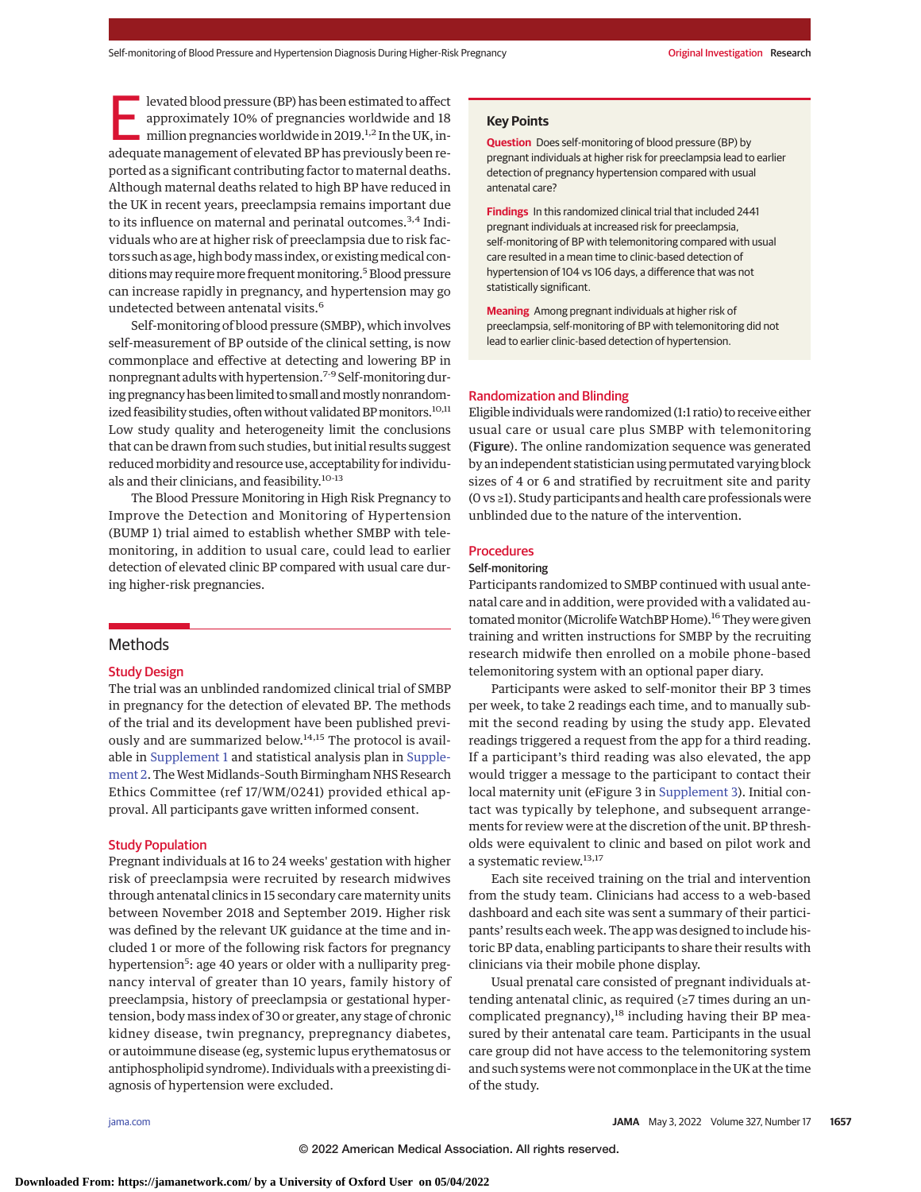Elevated blood pressure (BP) has been estimated to affect approximately 10% of pregnancies worldwide and 18 million pregnancies worldwide in 2019.[1,2] In the UK, inadequate management of elevated BP has previously been reported as a significant contributing factor to maternal deaths. Although maternal deaths related to high BP have reduced in the UK in recent years, preeclampsia remains important due to its influence on maternal and perinatal outcomes.[3,4] Individuals who are at higher risk of preeclampsia due to risk factors such as age, high body mass index, or existing medical conditions may require more frequent monitoring.[5] Blood pressure can increase rapidly in pregnancy, and hypertension may go undetected between antenatal visits.[6]

Self-monitoring of blood pressure (SMBP), which involves self-measurement of BP outside of the clinical setting, is now commonplace and effective at detecting and lowering BP in nonpregnant adults with hypertension.[7-9] Self-monitoring during pregnancy has been limited to small and mostly nonrandomized feasibility studies, often without validated BP monitors.[10,11] Low study quality and heterogeneity limit the conclusions that can be drawn from such studies, but initial results suggest reduced morbidity and resource use, acceptability for individuals and their clinicians, and feasibility.[10-13]

The Blood Pressure Monitoring in High Risk Pregnancy to Improve the Detection and Monitoring of Hypertension (BUMP 1) trial aimed to establish whether SMBP with telemonitoring, in addition to usual care, could lead to earlier detection of elevated clinic BP compared with usual care during higher-risk pregnancies.

## Key Points

**Question** Does self-monitoring of blood pressure (BP) by pregnant individuals at higher risk for preeclampsia lead to earlier detection of pregnancy hypertension compared with usual antenatal care?

**Findings** In this randomized clinical trial that included 2441 pregnant individuals at increased risk for preeclampsia, self-monitoring of BP with telemonitoring compared with usual care resulted in a mean time to clinic-based detection of hypertension of 104 vs 106 days, a difference that was not statistically significant.

**Meaning** Among pregnant individuals at higher risk of preeclampsia, self-monitoring of BP with telemonitoring did not lead to earlier clinic-based detection of hypertension.

## Methods

### Study Design

The trial was an unblinded randomized clinical trial of SMBP in pregnancy for the detection of elevated BP. The methods of the trial and its development have been published previously and are summarized below.[14,15] The protocol is available in Supplement 1 and statistical analysis plan in Supplement 2. The West Midlands–South Birmingham NHS Research Ethics Committee (ref 17/WM/0241) provided ethical approval. All participants gave written informed consent.

### Study Population

Pregnant individuals at 16 to 24 weeks' gestation with higher risk of preeclampsia were recruited by research midwives through antenatal clinics in 15 secondary care maternity units between November 2018 and September 2019. Higher risk was defined by the relevant UK guidance at the time and included 1 or more of the following risk factors for pregnancy hypertension[5]: age 40 years or older with a nulliparity pregnancy interval of greater than 10 years, family history of preeclampsia, history of preeclampsia or gestational hypertension, body mass index of 30 or greater, any stage of chronic kidney disease, twin pregnancy, prepregnancy diabetes, or autoimmune disease (eg, systemic lupus erythematosus or antiphospholipid syndrome). Individuals with a preexisting diagnosis of hypertension were excluded.

### Randomization and Blinding

Eligible individuals were randomized (1:1 ratio) to receive either usual care or usual care plus SMBP with telemonitoring (**Figure**). The online randomization sequence was generated by an independent statistician using permutated varying block sizes of 4 or 6 and stratified by recruitment site and parity (0 vs ≥1). Study participants and health care professionals were unblinded due to the nature of the intervention.

### Procedures

#### Self-monitoring

Participants randomized to SMBP continued with usual antenatal care and in addition, were provided with a validated automated monitor (Microlife WatchBP Home).[16] They were given training and written instructions for SMBP by the recruiting research midwife then enrolled on a mobile phone–based telemonitoring system with an optional paper diary.

Participants were asked to self-monitor their BP 3 times per week, to take 2 readings each time, and to manually submit the second reading by using the study app. Elevated readings triggered a request from the app for a third reading. If a participant's third reading was also elevated, the app would trigger a message to the participant to contact their local maternity unit (eFigure 3 in Supplement 3). Initial contact was typically by telephone, and subsequent arrangements for review were at the discretion of the unit. BP thresholds were equivalent to clinic and based on pilot work and a systematic review.[13,17]

Each site received training on the trial and intervention from the study team. Clinicians had access to a web-based dashboard and each site was sent a summary of their participants' results each week. The app was designed to include historic BP data, enabling participants to share their results with clinicians via their mobile phone display.

Usual prenatal care consisted of pregnant individuals attending antenatal clinic, as required (≥7 times during an uncomplicated pregnancy),[18] including having their BP measured by their antenatal care team. Participants in the usual care group did not have access to the telemonitoring system and such systems were not commonplace in the UK at the time of the study.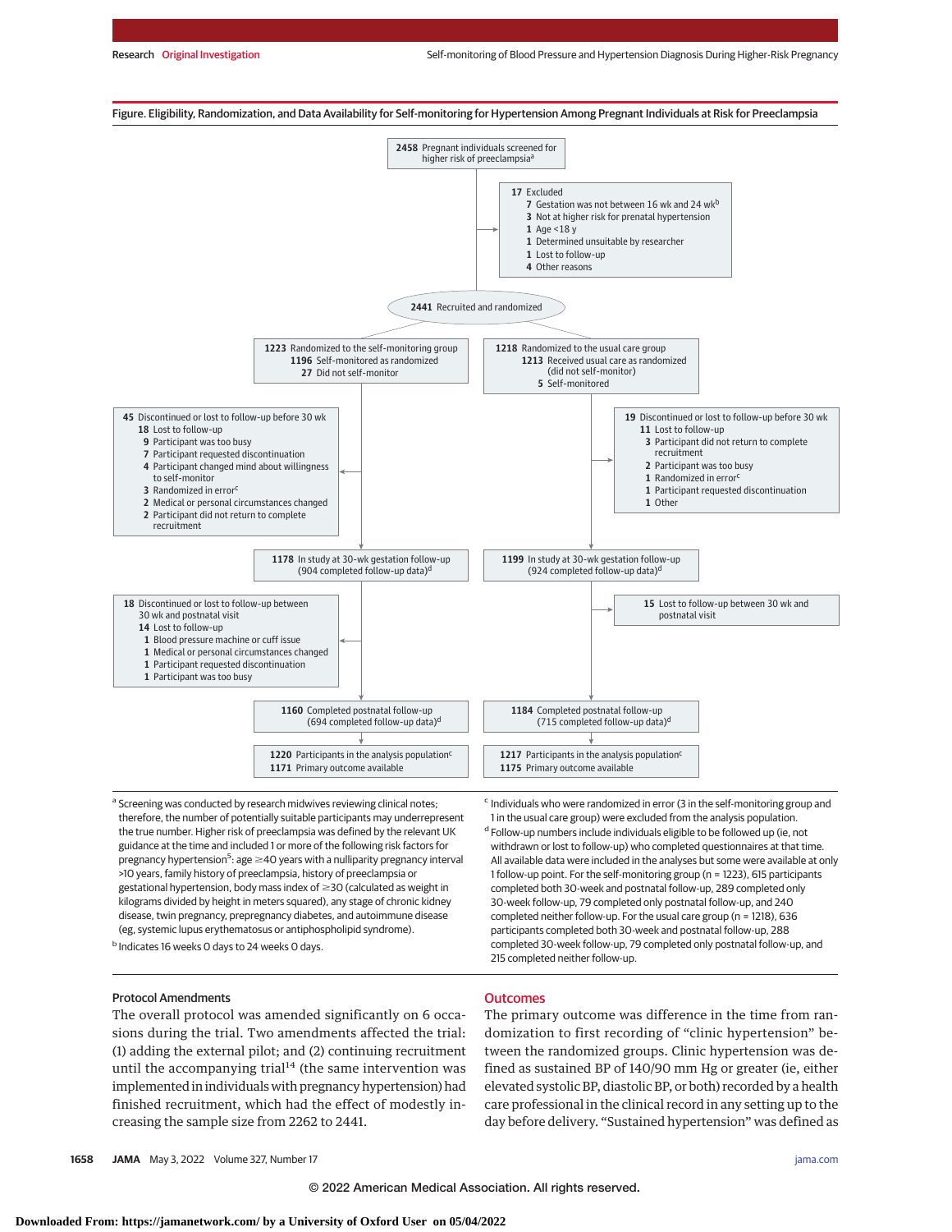Figure. Eligibility, Randomization, and Data Availability for Self-monitoring for Hypertension Among Pregnant Individuals at Risk for Preeclampsia

**2458** Pregnant individuals screened for higher risk of preeclampsia[a]

**17** Excluded
- **7** Gestation was not between 16 wk and 24 wk[b]
- **3** Not at higher risk for prenatal hypertension
- **1** Age <18 y
- **1** Determined unsuitable by researcher
- **1** Lost to follow-up
- **4** Other reasons

**2441** Recruited and randomized

**1223** Randomized to the self-monitoring group
- **1196** Self-monitored as randomized
- **27** Did not self-monitor

**45** Discontinued or lost to follow-up before 30 wk
- **18** Lost to follow-up
- **9** Participant was too busy
- **7** Participant requested discontinuation
- **4** Participant changed mind about willingness to self-monitor
- **3** Randomized in error[c]
- **2** Medical or personal circumstances changed
- **2** Participant did not return to complete recruitment

**1178** In study at 30-wk gestation follow-up (904 completed follow-up data)[d]

**18** Discontinued or lost to follow-up between 30 wk and postnatal visit
- **14** Lost to follow-up
- **1** Blood pressure machine or cuff issue
- **1** Medical or personal circumstances changed
- **1** Participant requested discontinuation
- **1** Participant was too busy

**1160** Completed postnatal follow-up (694 completed follow-up data)[d]

**1220** Participants in the analysis population[c]
**1171** Primary outcome available

**1218** Randomized to the usual care group
- **1213** Received usual care as randomized (did not self-monitor)
- **5** Self-monitored

**19** Discontinued or lost to follow-up before 30 wk
- **11** Lost to follow-up
- **3** Participant did not return to complete recruitment
- **2** Participant was too busy
- **1** Randomized in error[c]
- **1** Participant requested discontinuation
- **1** Other

**1199** In study at 30-wk gestation follow-up (924 completed follow-up data)[d]

**15** Lost to follow-up between 30 wk and postnatal visit

**1184** Completed postnatal follow-up (715 completed follow-up data)[d]

**1217** Participants in the analysis population[c]
**1175** Primary outcome available

[a] Screening was conducted by research midwives reviewing clinical notes; therefore, the number of potentially suitable participants may underrepresent the true number. Higher risk of preeclampsia was defined by the relevant UK guidance at the time and included 1 or more of the following risk factors for pregnancy hypertension[5]: age ≥40 years with a nulliparity pregnancy interval >10 years, family history of preeclampsia, history of preeclampsia or gestational hypertension, body mass index of ≥30 (calculated as weight in kilograms divided by height in meters squared), any stage of chronic kidney disease, twin pregnancy, prepregnancy diabetes, and autoimmune disease (eg, systemic lupus erythematosus or antiphospholipid syndrome).

[b] Indicates 16 weeks 0 days to 24 weeks 0 days.

[c] Individuals who were randomized in error (3 in the self-monitoring group and 1 in the usual care group) were excluded from the analysis population.

[d] Follow-up numbers include individuals eligible to be followed up (ie, not withdrawn or lost to follow-up) who completed questionnaires at that time. All available data were included in the analyses but some were available at only 1 follow-up point. For the self-monitoring group (n = 1223), 615 participants completed both 30-week and postnatal follow-up, 289 completed only 30-week follow-up, 79 completed only postnatal follow-up, and 240 completed neither follow-up. For the usual care group (n = 1218), 636 participants completed both 30-week and postnatal follow-up, 288 completed 30-week follow-up, 79 completed only postnatal follow-up, and 215 completed neither follow-up.

### Protocol Amendments

The overall protocol was amended significantly on 6 occasions during the trial. Two amendments affected the trial: (1) adding the external pilot; and (2) continuing recruitment until the accompanying trial[14] (the same intervention was implemented in individuals with pregnancy hypertension) had finished recruitment, which had the effect of modestly increasing the sample size from 2262 to 2441.

## Outcomes

The primary outcome was difference in the time from randomization to first recording of "clinic hypertension" between the randomized groups. Clinic hypertension was defined as sustained BP of 140/90 mm Hg or greater (ie, either elevated systolic BP, diastolic BP, or both) recorded by a health care professional in the clinical record in any setting up to the day before delivery. "Sustained hypertension" was defined as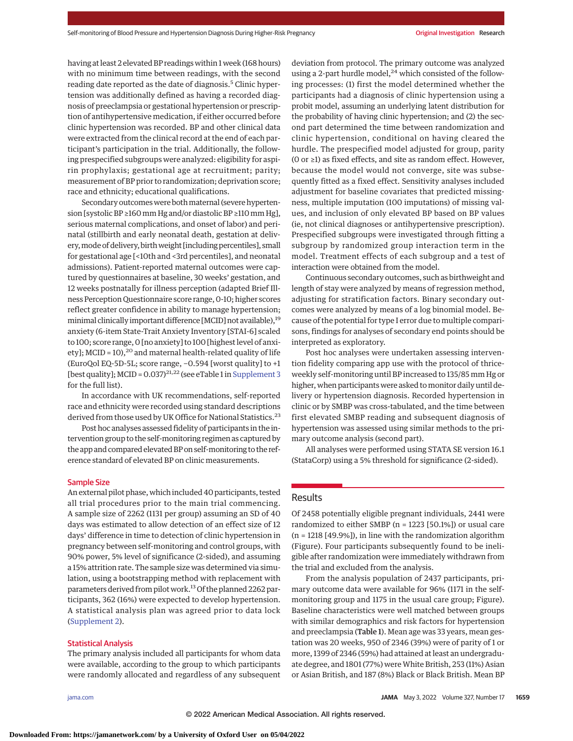having at least 2 elevated BP readings within 1 week (168 hours) with no minimum time between readings, with the second reading date reported as the date of diagnosis.[5] Clinic hypertension was additionally defined as having a recorded diagnosis of preeclampsia or gestational hypertension or prescription of antihypertensive medication, if either occurred before clinic hypertension was recorded. BP and other clinical data were extracted from the clinical record at the end of each participant's participation in the trial. Additionally, the following prespecified subgroups were analyzed: eligibility for aspirin prophylaxis; gestational age at recruitment; parity; measurement of BP prior to randomization; deprivation score; race and ethnicity; educational qualifications.

Secondary outcomes were both maternal (severe hypertension [systolic BP ≥160 mm Hg and/or diastolic BP ≥110 mm Hg], serious maternal complications, and onset of labor) and perinatal (stillbirth and early neonatal death, gestation at delivery, mode of delivery, birth weight [including percentiles], small for gestational age [<10th and <3rd percentiles], and neonatal admissions). Patient-reported maternal outcomes were captured by questionnaires at baseline, 30 weeks' gestation, and 12 weeks postnatally for illness perception (adapted Brief Illness Perception Questionnaire score range, 0-10; higher scores reflect greater confidence in ability to manage hypertension; minimal clinically important difference [MCID] not available),[19] anxiety (6-item State-Trait Anxiety Inventory [STAI-6] scaled to 100; score range, 0 [no anxiety] to 100 [highest level of anxiety]; MCID = 10),[20] and maternal health-related quality of life (EuroQol EQ-5D-5L; score range, −0.594 [worst quality] to +1 [best quality]; MCID = 0.037)[21,22] (see eTable 1 in Supplement 3 for the full list).

In accordance with UK recommendations, self-reported race and ethnicity were recorded using standard descriptions derived from those used by UK Office for National Statistics.[23]

Post hoc analyses assessed fidelity of participants in the intervention group to the self-monitoring regimen as captured by the app and compared elevated BP on self-monitoring to the reference standard of elevated BP on clinic measurements.

## Sample Size

An external pilot phase, which included 40 participants, tested all trial procedures prior to the main trial commencing. A sample size of 2262 (1131 per group) assuming an SD of 40 days was estimated to allow detection of an effect size of 12 days' difference in time to detection of clinic hypertension in pregnancy between self-monitoring and control groups, with 90% power, 5% level of significance (2-sided), and assuming a 15% attrition rate. The sample size was determined via simulation, using a bootstrapping method with replacement with parameters derived from pilot work.[13] Of the planned 2262 participants, 362 (16%) were expected to develop hypertension. A statistical analysis plan was agreed prior to data lock (Supplement 2).

## Statistical Analysis

The primary analysis included all participants for whom data were available, according to the group to which participants were randomly allocated and regardless of any subsequent deviation from protocol. The primary outcome was analyzed using a 2-part hurdle model,[24] which consisted of the following processes: (1) first the model determined whether the participants had a diagnosis of clinic hypertension using a probit model, assuming an underlying latent distribution for the probability of having clinic hypertension; and (2) the second part determined the time between randomization and clinic hypertension, conditional on having cleared the hurdle. The prespecified model adjusted for group, parity (0 or ≥1) as fixed effects, and site as random effect. However, because the model would not converge, site was subsequently fitted as a fixed effect. Sensitivity analyses included adjustment for baseline covariates that predicted missingness, multiple imputation (100 imputations) of missing values, and inclusion of only elevated BP based on BP values (ie, not clinical diagnoses or antihypertensive prescription). Prespecified subgroups were investigated through fitting a subgroup by randomized group interaction term in the model. Treatment effects of each subgroup and a test of interaction were obtained from the model.

Continuous secondary outcomes, such as birthweight and length of stay were analyzed by means of regression method, adjusting for stratification factors. Binary secondary outcomes were analyzed by means of a log binomial model. Because of the potential for type I error due to multiple comparisons, findings for analyses of secondary end points should be interpreted as exploratory.

Post hoc analyses were undertaken assessing intervention fidelity comparing app use with the protocol of thrice-weekly self-monitoring until BP increased to 135/85 mm Hg or higher, when participants were asked to monitor daily until delivery or hypertension diagnosis. Recorded hypertension in clinic or by SMBP was cross-tabulated, and the time between first elevated SMBP reading and subsequent diagnosis of hypertension was assessed using similar methods to the primary outcome analysis (second part).

All analyses were performed using STATA SE version 16.1 (StataCorp) using a 5% threshold for significance (2-sided).

## Results

Of 2458 potentially eligible pregnant individuals, 2441 were randomized to either SMBP (n = 1223 [50.1%]) or usual care (n = 1218 [49.9%]), in line with the randomization algorithm (Figure). Four participants subsequently found to be ineligible after randomization were immediately withdrawn from the trial and excluded from the analysis.

From the analysis population of 2437 participants, primary outcome data were available for 96% (1171 in the self-monitoring group and 1175 in the usual care group; Figure). Baseline characteristics were well matched between groups with similar demographics and risk factors for hypertension and preeclampsia (Table 1). Mean age was 33 years, mean gestation was 20 weeks, 950 of 2346 (39%) were of parity of 1 or more, 1399 of 2346 (59%) had attained at least an undergraduate degree, and 1801 (77%) were White British, 253 (11%) Asian or Asian British, and 187 (8%) Black or Black British. Mean BP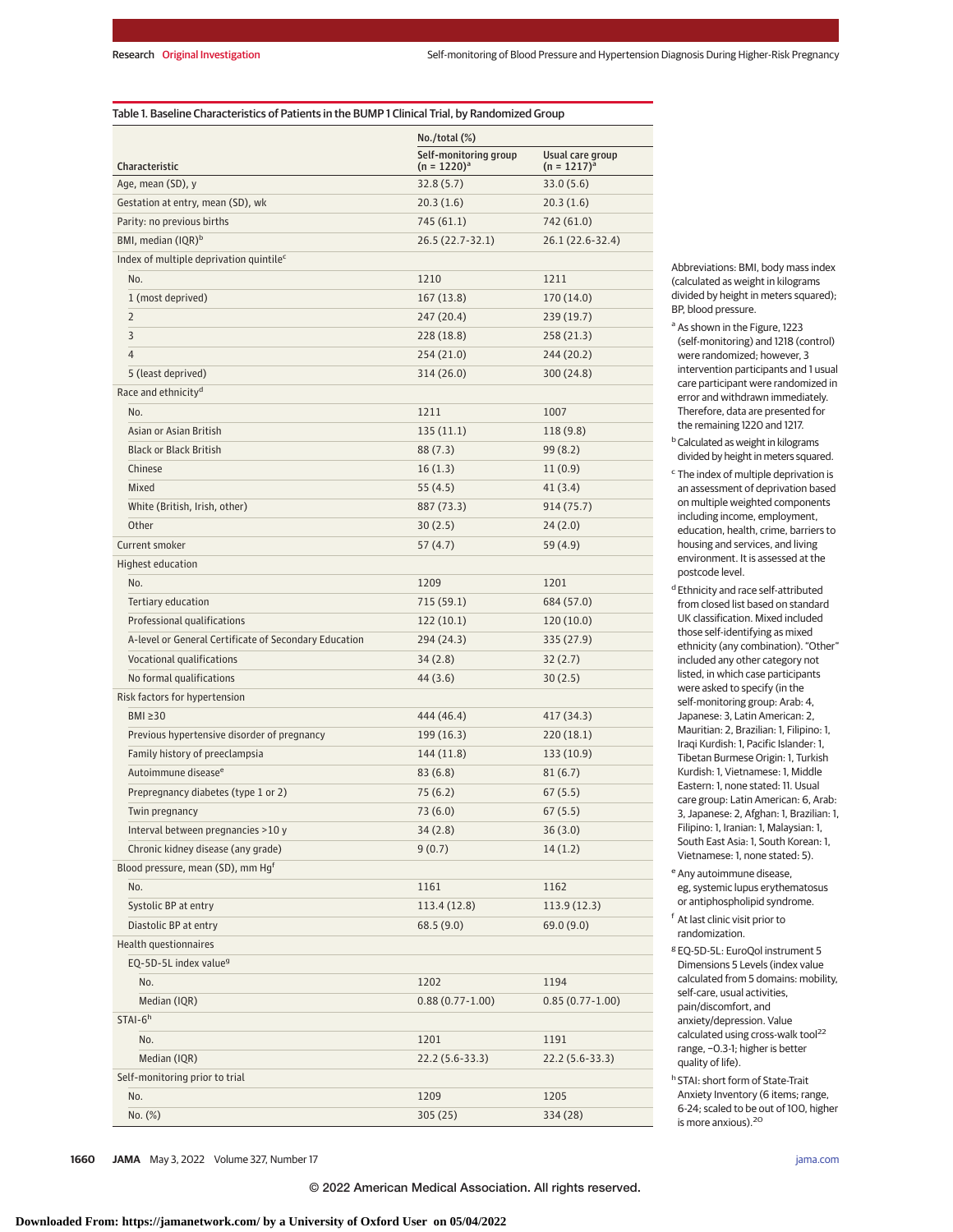Table 1. Baseline Characteristics of Patients in the BUMP 1 Clinical Trial, by Randomized Group

| Characteristic | No./total (%) | |
|---|---|---|
| | Self-monitoring group (n = 1220)[a] | Usual care group (n = 1217)[a] |
| Age, mean (SD), y | 32.8 (5.7) | 33.0 (5.6) |
| Gestation at entry, mean (SD), wk | 20.3 (1.6) | 20.3 (1.6) |
| Parity: no previous births | 745 (61.1) | 742 (61.0) |
| BMI, median (IQR)[b] | 26.5 (22.7-32.1) | 26.1 (22.6-32.4) |
| Index of multiple deprivation quintile[c] | | |
| No. | 1210 | 1211 |
| 1 (most deprived) | 167 (13.8) | 170 (14.0) |
| 2 | 247 (20.4) | 239 (19.7) |
| 3 | 228 (18.8) | 258 (21.3) |
| 4 | 254 (21.0) | 244 (20.2) |
| 5 (least deprived) | 314 (26.0) | 300 (24.8) |
| Race and ethnicity[d] | | |
| No. | 1211 | 1007 |
| Asian or Asian British | 135 (11.1) | 118 (9.8) |
| Black or Black British | 88 (7.3) | 99 (8.2) |
| Chinese | 16 (1.3) | 11 (0.9) |
| Mixed | 55 (4.5) | 41 (3.4) |
| White (British, Irish, other) | 887 (73.3) | 914 (75.7) |
| Other | 30 (2.5) | 24 (2.0) |
| Current smoker | 57 (4.7) | 59 (4.9) |
| Highest education | | |
| No. | 1209 | 1201 |
| Tertiary education | 715 (59.1) | 684 (57.0) |
| Professional qualifications | 122 (10.1) | 120 (10.0) |
| A-level or General Certificate of Secondary Education | 294 (24.3) | 335 (27.9) |
| Vocational qualifications | 34 (2.8) | 32 (2.7) |
| No formal qualifications | 44 (3.6) | 30 (2.5) |
| Risk factors for hypertension | | |
| BMI ≥30 | 444 (46.4) | 417 (34.3) |
| Previous hypertensive disorder of pregnancy | 199 (16.3) | 220 (18.1) |
| Family history of preeclampsia | 144 (11.8) | 133 (10.9) |
| Autoimmune disease[e] | 83 (6.8) | 81 (6.7) |
| Prepregnancy diabetes (type 1 or 2) | 75 (6.2) | 67 (5.5) |
| Twin pregnancy | 73 (6.0) | 67 (5.5) |
| Interval between pregnancies >10 y | 34 (2.8) | 36 (3.0) |
| Chronic kidney disease (any grade) | 9 (0.7) | 14 (1.2) |
| Blood pressure, mean (SD), mm Hg[f] | | |
| No. | 1161 | 1162 |
| Systolic BP at entry | 113.4 (12.8) | 113.9 (12.3) |
| Diastolic BP at entry | 68.5 (9.0) | 69.0 (9.0) |
| Health questionnaires | | |
| EQ-5D-5L index value[g] | | |
| No. | 1202 | 1194 |
| Median (IQR) | 0.88 (0.77-1.00) | 0.85 (0.77-1.00) |
| STAI-6[h] | | |
| No. | 1201 | 1191 |
| Median (IQR) | 22.2 (5.6-33.3) | 22.2 (5.6-33.3) |
| Self-monitoring prior to trial | | |
| No. | 1209 | 1205 |
| No. (%) | 305 (25) | 334 (28) |

Abbreviations: BMI, body mass index (calculated as weight in kilograms divided by height in meters squared); BP, blood pressure.

[a] As shown in the Figure, 1223 (self-monitoring) and 1218 (control) were randomized; however, 3 intervention participants and 1 usual care participant were randomized in error and withdrawn immediately. Therefore, data are presented for the remaining 1220 and 1217.

[b] Calculated as weight in kilograms divided by height in meters squared.

[c] The index of multiple deprivation is an assessment of deprivation based on multiple weighted components including income, employment, education, health, crime, barriers to housing and services, and living environment. It is assessed at the postcode level.

[d] Ethnicity and race self-attributed from closed list based on standard UK classification. Mixed included those self-identifying as mixed ethnicity (any combination). "Other" included any other category not listed, in which case participants were asked to specify (in the self-monitoring group: Arab: 4, Japanese: 3, Latin American: 2, Mauritian: 2, Brazilian: 1, Filipino: 1, Iraqi Kurdish: 1, Pacific Islander: 1, Tibetan Burmese Origin: 1, Turkish Kurdish: 1, Vietnamese: 1, Middle Eastern: 1, none stated: 11. Usual care group: Latin American: 6, Arab: 3, Japanese: 2, Afghan: 1, Brazilian: 1, Filipino: 1, Iranian: 1, Malaysian: 1, South East Asia: 1, South Korean: 1, Vietnamese: 1, none stated: 5).

[e] Any autoimmune disease, eg, systemic lupus erythematosus or antiphospholipid syndrome.

[f] At last clinic visit prior to randomization.

[g] EQ-5D-5L: EuroQol instrument 5 Dimensions 5 Levels (index value calculated from 5 domains: mobility, self-care, usual activities, pain/discomfort, and anxiety/depression. Value calculated using cross-walk tool[22] range, −0.3-1; higher is better quality of life).

[h] STAI: short form of State-Trait Anxiety Inventory (6 items; range, 6-24; scaled to be out of 100, higher is more anxious).[20]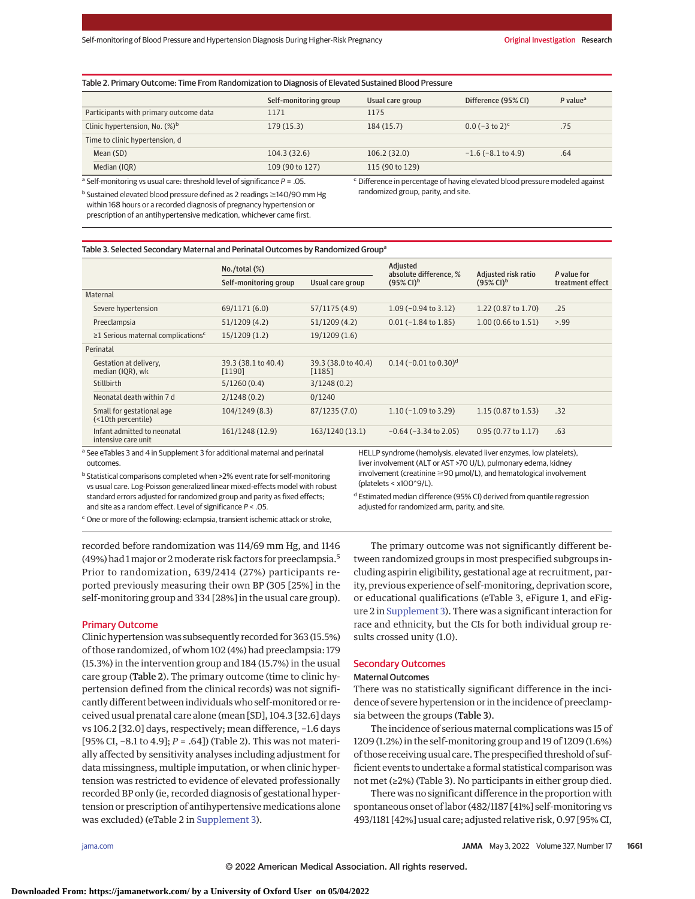Table 2. Primary Outcome: Time From Randomization to Diagnosis of Elevated Sustained Blood Pressure

| | Self-monitoring group | Usual care group | Difference (95% CI) | *P* value[a] |
|---|---|---|---|---|
| Participants with primary outcome data | 1171 | 1175 | | |
| Clinic hypertension, No. (%)[b] | 179 (15.3) | 184 (15.7) | 0.0 (−3 to 2)[c] | .75 |
| Time to clinic hypertension, d | | | | |
| Mean (SD) | 104.3 (32.6) | 106.2 (32.0) | −1.6 (−8.1 to 4.9) | .64 |
| Median (IQR) | 109 (90 to 127) | 115 (90 to 129) | | |

[a] Self-monitoring vs usual care: threshold level of significance *P* = .05.

[b] Sustained elevated blood pressure defined as 2 readings ≥140/90 mm Hg within 168 hours or a recorded diagnosis of pregnancy hypertension or prescription of an antihypertensive medication, whichever came first.

[c] Difference in percentage of having elevated blood pressure modeled against randomized group, parity, and site.

Table 3. Selected Secondary Maternal and Perinatal Outcomes by Randomized Group[a]

| | No./total (%) | | Adjusted absolute difference, % (95% CI)[b] | Adjusted risk ratio (95% CI)[b] | *P* value for treatment effect |
|---|---|---|---|---|---|
| | Self-monitoring group | Usual care group | | | |
| Maternal | | | | | |
| Severe hypertension | 69/1171 (6.0) | 57/1175 (4.9) | 1.09 (−0.94 to 3.12) | 1.22 (0.87 to 1.70) | .25 |
| Preeclampsia | 51/1209 (4.2) | 51/1209 (4.2) | 0.01 (−1.84 to 1.85) | 1.00 (0.66 to 1.51) | >.99 |
| ≥1 Serious maternal complications[c] | 15/1209 (1.2) | 19/1209 (1.6) | | | |
| Perinatal | | | | | |
| Gestation at delivery, median (IQR), wk | 39.3 (38.1 to 40.4) [1190] | 39.3 (38.0 to 40.4) [1185] | 0.14 (−0.01 to 0.30)[d] | | |
| Stillbirth | 5/1260 (0.4) | 3/1248 (0.2) | | | |
| Neonatal death within 7 d | 2/1248 (0.2) | 0/1240 | | | |
| Small for gestational age (<10th percentile) | 104/1249 (8.3) | 87/1235 (7.0) | 1.10 (−1.09 to 3.29) | 1.15 (0.87 to 1.53) | .32 |
| Infant admitted to neonatal intensive care unit | 161/1248 (12.9) | 163/1240 (13.1) | −0.64 (−3.34 to 2.05) | 0.95 (0.77 to 1.17) | .63 |

[a] See eTables 3 and 4 in Supplement 3 for additional maternal and perinatal outcomes.

[b] Statistical comparisons completed when >2% event rate for self-monitoring vs usual care. Log-Poisson generalized linear mixed-effects model with robust standard errors adjusted for randomized group and parity as fixed effects; and site as a random effect. Level of significance *P* < .05.

[c] One or more of the following: eclampsia, transient ischemic attack or stroke, HELLP syndrome (hemolysis, elevated liver enzymes, low platelets), liver involvement (ALT or AST >70 U/L), pulmonary edema, kidney involvement (creatinine ≥90 μmol/L), and hematological involvement (platelets < x100^9/L).

[d] Estimated median difference (95% CI) derived from quantile regression adjusted for randomized arm, parity, and site.

recorded before randomization was 114/69 mm Hg, and 1146 (49%) had 1 major or 2 moderate risk factors for preeclampsia.[5] Prior to randomization, 639/2414 (27%) participants reported previously measuring their own BP (305 [25%] in the self-monitoring group and 334 [28%] in the usual care group).

## Primary Outcome

Clinic hypertension was subsequently recorded for 363 (15.5%) of those randomized, of whom 102 (4%) had preeclampsia: 179 (15.3%) in the intervention group and 184 (15.7%) in the usual care group (**Table 2**). The primary outcome (time to clinic hypertension defined from the clinical records) was not significantly different between individuals who self-monitored or received usual prenatal care alone (mean [SD], 104.3 [32.6] days vs 106.2 [32.0] days, respectively; mean difference, −1.6 days [95% CI, −8.1 to 4.9]; *P* = .64]) (Table 2). This was not materially affected by sensitivity analyses including adjustment for data missingness, multiple imputation, or when clinic hypertension was restricted to evidence of elevated professionally recorded BP only (ie, recorded diagnosis of gestational hypertension or prescription of antihypertensive medications alone was excluded) (eTable 2 in Supplement 3).

The primary outcome was not significantly different between randomized groups in most prespecified subgroups including aspirin eligibility, gestational age at recruitment, parity, previous experience of self-monitoring, deprivation score, or educational qualifications (eTable 3, eFigure 1, and eFigure 2 in Supplement 3). There was a significant interaction for race and ethnicity, but the CIs for both individual group results crossed unity (1.0).

## Secondary Outcomes

### Maternal Outcomes

There was no statistically significant difference in the incidence of severe hypertension or in the incidence of preeclampsia between the groups (**Table 3**).

The incidence of serious maternal complications was 15 of 1209 (1.2%) in the self-monitoring group and 19 of 1209 (1.6%) of those receiving usual care. The prespecified threshold of sufficient events to undertake a formal statistical comparison was not met (≥2%) (Table 3). No participants in either group died.

There was no significant difference in the proportion with spontaneous onset of labor (482/1187 [41%] self-monitoring vs 493/1181 [42%] usual care; adjusted relative risk, 0.97 [95% CI,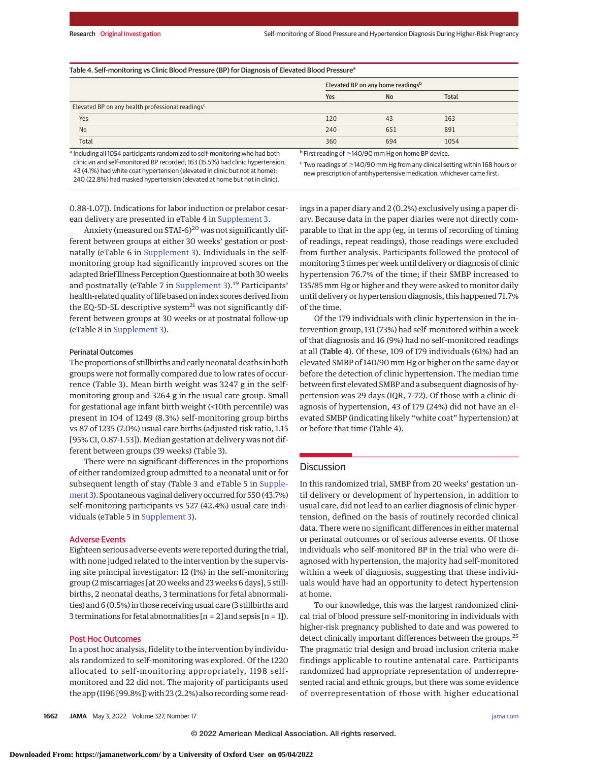Table 4. Self-monitoring vs Clinic Blood Pressure (BP) for Diagnosis of Elevated Blood Pressure[a]

| | Elevated BP on any home readings[b] | | |
|---|---|---|---|
| | Yes | No | Total |
| Elevated BP on any health professional readings[c] | | | |
| Yes | 120 | 43 | 163 |
| No | 240 | 651 | 891 |
| Total | 360 | 694 | 1054 |

[a] Including all 1054 participants randomized to self-monitoring who had both clinician and self-monitored BP recorded; 163 (15.5%) had clinic hypertension; 43 (4.1%) had white coat hypertension (elevated in clinic but not at home); 240 (22.8%) had masked hypertension (elevated at home but not in clinic).

[b] First reading of ≥140/90 mm Hg on home BP device.

[c] Two readings of ≥140/90 mm Hg from any clinical setting within 168 hours or new prescription of antihypertensive medication, whichever came first.

0.88-1.07]). Indications for labor induction or prelabor cesarean delivery are presented in eTable 4 in Supplement 3.

Anxiety (measured on STAI-6)[20] was not significantly different between groups at either 30 weeks' gestation or postnatally (eTable 6 in Supplement 3). Individuals in the self-monitoring group had significantly improved scores on the adapted Brief Illness Perception Questionnaire at both 30 weeks and postnatally (eTable 7 in Supplement 3).[19] Participants' health-related quality of life based on index scores derived from the EQ-5D-5L descriptive system[21] was not significantly different between groups at 30 weeks or at postnatal follow-up (eTable 8 in Supplement 3).

### Perinatal Outcomes

The proportions of stillbirths and early neonatal deaths in both groups were not formally compared due to low rates of occurrence (Table 3). Mean birth weight was 3247 g in the self-monitoring group and 3264 g in the usual care group. Small for gestational age infant birth weight (<10th percentile) was present in 104 of 1249 (8.3%) self-monitoring group births vs 87 of 1235 (7.0%) usual care births (adjusted risk ratio, 1.15 [95% CI, 0.87-1.53]). Median gestation at delivery was not different between groups (39 weeks) (Table 3).

There were no significant differences in the proportions of either randomized group admitted to a neonatal unit or for subsequent length of stay (Table 3 and eTable 5 in Supplement 3). Spontaneous vaginal delivery occurred for 550 (43.7%) self-monitoring participants vs 527 (42.4%) usual care individuals (eTable 5 in Supplement 3).

## Adverse Events

Eighteen serious adverse events were reported during the trial, with none judged related to the intervention by the supervising site principal investigator: 12 (1%) in the self-monitoring group (2 miscarriages [at 20 weeks and 23 weeks 6 days], 5 stillbirths, 2 neonatal deaths, 3 terminations for fetal abnormalities) and 6 (0.5%) in those receiving usual care (3 stillbirths and 3 terminations for fetal abnormalities [n = 2] and sepsis [n = 1]).

## Post Hoc Outcomes

In a post hoc analysis, fidelity to the intervention by individuals randomized to self-monitoring was explored. Of the 1220 allocated to self-monitoring appropriately, 1198 self-monitored and 22 did not. The majority of participants used the app (1196 [99.8%]) with 23 (2.2%) also recording some readings in a paper diary and 2 (0.2%) exclusively using a paper diary. Because data in the paper diaries were not directly comparable to that in the app (eg, in terms of recording of timing of readings, repeat readings), those readings were excluded from further analysis. Participants followed the protocol of monitoring 3 times per week until delivery or diagnosis of clinic hypertension 76.7% of the time; if their SMBP increased to 135/85 mm Hg or higher and they were asked to monitor daily until delivery or hypertension diagnosis, this happened 71.7% of the time.

Of the 179 individuals with clinic hypertension in the intervention group, 131 (73%) had self-monitored within a week of that diagnosis and 16 (9%) had no self-monitored readings at all (**Table 4**). Of these, 109 of 179 individuals (61%) had an elevated SMBP of 140/90 mm Hg or higher on the same day or before the detection of clinic hypertension. The median time between first elevated SMBP and a subsequent diagnosis of hypertension was 29 days (IQR, 7-72). Of those with a clinic diagnosis of hypertension, 43 of 179 (24%) did not have an elevated SMBP (indicating likely "white coat" hypertension) at or before that time (Table 4).

## Discussion

In this randomized trial, SMBP from 20 weeks' gestation until delivery or development of hypertension, in addition to usual care, did not lead to an earlier diagnosis of clinic hypertension, defined on the basis of routinely recorded clinical data. There were no significant differences in either maternal or perinatal outcomes or of serious adverse events. Of those individuals who self-monitored BP in the trial who were diagnosed with hypertension, the majority had self-monitored within a week of diagnosis, suggesting that these individuals would have had an opportunity to detect hypertension at home.

To our knowledge, this was the largest randomized clinical trial of blood pressure self-monitoring in individuals with higher-risk pregnancy published to date and was powered to detect clinically important differences between the groups.[25] The pragmatic trial design and broad inclusion criteria make findings applicable to routine antenatal care. Participants randomized had appropriate representation of underrepresented racial and ethnic groups, but there was some evidence of overrepresentation of those with higher educational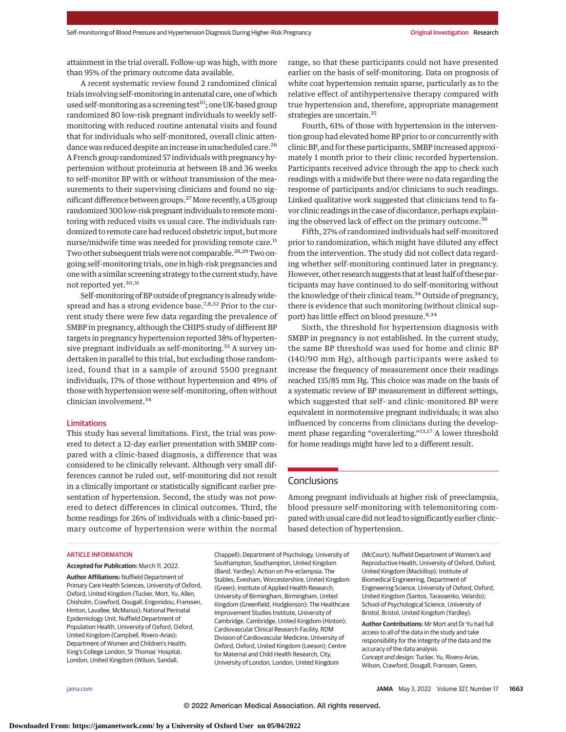attainment in the trial overall. Follow-up was high, with more than 95% of the primary outcome data available.

A recent systematic review found 2 randomized clinical trials involving self-monitoring in antenatal care, one of which used self-monitoring as a screening test[10]; one UK-based group randomized 80 low-risk pregnant individuals to weekly self-monitoring with reduced routine antenatal visits and found that for individuals who self-monitored, overall clinic attendance was reduced despite an increase in unscheduled care.[26] A French group randomized 57 individuals with pregnancy hypertension without proteinuria at between 18 and 36 weeks to self-monitor BP with or without transmission of the measurements to their supervising clinicians and found no significant difference between groups.[27] More recently, a US group randomized 300 low-risk pregnant individuals to remote monitoring with reduced visits vs usual care. The individuals randomized to remote care had reduced obstetric input, but more nurse/midwife time was needed for providing remote care.[11] Two other subsequent trials were not comparable.[28,29] Two ongoing self-monitoring trials, one in high-risk pregnancies and one with a similar screening strategy to the current study, have not reported yet.[30,31]

Self-monitoring of BP outside of pregnancy is already widespread and has a strong evidence base.[7,8,32] Prior to the current study there were few data regarding the prevalence of SMBP in pregnancy, although the CHIPS study of different BP targets in pregnancy hypertension reported 38% of hypertensive pregnant individuals as self-monitoring.[33] A survey undertaken in parallel to this trial, but excluding those randomized, found that in a sample of around 5500 pregnant individuals, 17% of those without hypertension and 49% of those with hypertension were self-monitoring, often without clinician involvement.[34]

## Limitations

This study has several limitations. First, the trial was powered to detect a 12-day earlier presentation with SMBP compared with a clinic-based diagnosis, a difference that was considered to be clinically relevant. Although very small differences cannot be ruled out, self-monitoring did not result in a clinically important or statistically significant earlier presentation of hypertension. Second, the study was not powered to detect differences in clinical outcomes. Third, the home readings for 26% of individuals with a clinic-based primary outcome of hypertension were within the normal range, so that these participants could not have presented earlier on the basis of self-monitoring. Data on prognosis of white coat hypertension remain sparse, particularly as to the relative effect of antihypertensive therapy compared with true hypertension and, therefore, appropriate management strategies are uncertain.[35]

Fourth, 61% of those with hypertension in the intervention group had elevated home BP prior to or concurrently with clinic BP, and for these participants, SMBP increased approximately 1 month prior to their clinic recorded hypertension. Participants received advice through the app to check such readings with a midwife but there were no data regarding the response of participants and/or clinicians to such readings. Linked qualitative work suggested that clinicians tend to favor clinic readings in the case of discordance, perhaps explaining the observed lack of effect on the primary outcome.[36]

Fifth, 27% of randomized individuals had self-monitored prior to randomization, which might have diluted any effect from the intervention. The study did not collect data regarding whether self-monitoring continued later in pregnancy. However, other research suggests that at least half of these participants may have continued to do self-monitoring without the knowledge of their clinical team.[34] Outside of pregnancy, there is evidence that such monitoring (without clinical support) has little effect on blood pressure.[8,34]

Sixth, the threshold for hypertension diagnosis with SMBP in pregnancy is not established. In the current study, the same BP threshold was used for home and clinic BP (140/90 mm Hg), although participants were asked to increase the frequency of measurement once their readings reached 135/85 mm Hg. This choice was made on the basis of a systematic review of BP measurement in different settings, which suggested that self- and clinic-monitored BP were equivalent in normotensive pregnant individuals; it was also influenced by concerns from clinicians during the development phase regarding "overalerting."[13,17] A lower threshold for home readings might have led to a different result.

## Conclusions

Among pregnant individuals at higher risk of preeclampsia, blood pressure self-monitoring with telemonitoring compared with usual care did not lead to significantly earlier clinic-based detection of hypertension.

### ARTICLE INFORMATION

**Accepted for Publication:** March 11, 2022.

**Author Affiliations:** Nuffield Department of Primary Care Health Sciences, University of Oxford, Oxford, United Kingdom (Tucker, Mort, Yu, Allen, Chisholm, Crawford, Dougall, Engonidou, Franssen, Hinton, Lavallee, McManus); National Perinatal Epidemiology Unit, Nuffield Department of Population Health, University of Oxford, Oxford, United Kingdom (Campbell, Rivero-Arias); Department of Women and Children's Health, King's College London, St Thomas' Hospital, London, United Kingdom (Wilson, Sandall, Chappell); Department of Psychology, University of Southampton, Southampton, United Kingdom (Band, Yardley); Action on Pre-eclampsia, The Stables, Evesham, Worcestershire, United Kingdom (Green); Institute of Applied Health Research, University of Birmingham, Birmingham, United Kingdom (Greenfield, Hodgkinson); The Healthcare Improvement Studies Institute, University of Cambridge, Cambridge, United Kingdom (Hinton); Cardiovascular Clinical Research Facility, RDM Division of Cardiovascular Medicine, University of Oxford, Oxford, United Kingdom (Leeson); Centre for Maternal and Child Health Research, City, University of London, London, United Kingdom (McCourt); Nuffield Department of Women's and Reproductive Health, University of Oxford, Oxford, United Kingdom (Mackillop); Institute of Biomedical Engineering, Department of Engineering Science, University of Oxford, Oxford, United Kingdom (Santos, Tarassenko, Velardo); School of Psychological Science, University of Bristol, Bristol, United Kingdom (Yardley).

**Author Contributions:** Mr Mort and Dr Yu had full access to all of the data in the study and take responsibility for the integrity of the data and the accuracy of the data analysis.

*Concept and design:* Tucker, Yu, Rivero-Arias, Wilson, Crawford, Dougall, Franssen, Green,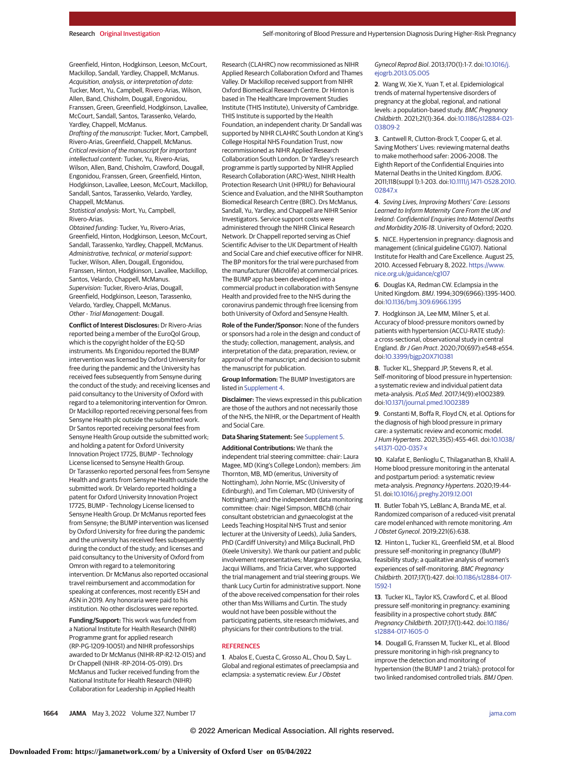Greenfield, Hinton, Hodgkinson, Leeson, McCourt, Mackillop, Sandall, Yardley, Chappell, McManus.
*Acquisition, analysis, or interpretation of data:* Tucker, Mort, Yu, Campbell, Rivero-Arias, Wilson, Allen, Band, Chisholm, Dougall, Engonidou, Franssen, Green, Greenfield, Hodgkinson, Lavallee, McCourt, Sandall, Santos, Tarassenko, Velardo, Yardley, Chappell, McManus.
*Drafting of the manuscript:* Tucker, Mort, Campbell, Rivero-Arias, Greenfield, Chappell, McManus.
*Critical revision of the manuscript for important intellectual content:* Tucker, Yu, Rivero-Arias, Wilson, Allen, Band, Chisholm, Crawford, Dougall, Engonidou, Franssen, Green, Greenfield, Hinton, Hodgkinson, Lavallee, Leeson, McCourt, Mackillop, Sandall, Santos, Tarassenko, Velardo, Yardley, Chappell, McManus.
*Statistical analysis:* Mort, Yu, Campbell, Rivero-Arias.
*Obtained funding:* Tucker, Yu, Rivero-Arias, Greenfield, Hinton, Hodgkinson, Leeson, McCourt, Sandall, Tarassenko, Yardley, Chappell, McManus.
*Administrative, technical, or material support:* Tucker, Wilson, Allen, Dougall, Engonidou, Franssen, Hinton, Hodgkinson, Lavallee, Mackillop, Santos, Velardo, Chappell, McManus.
*Supervision:* Tucker, Rivero-Arias, Dougall, Greenfield, Hodgkinson, Leeson, Tarassenko, Velardo, Yardley, Chappell, McManus.
*Other - Trial Management:* Dougall.

**Conflict of Interest Disclosures:** Dr Rivero-Arias reported being a member of the EuroQol Group, which is the copyright holder of the EQ-5D instruments. Ms Engonidou reported the BUMP intervention was licensed by Oxford University for free during the pandemic and the University has received fees subsequently from Sensyne during the conduct of the study; and receiving licenses and paid consultancy to the University of Oxford with regard to a telemonitoring intervention for Omron. Dr Mackillop reported receiving personal fees from Sensyne Health plc outside the submitted work. Dr Santos reported receiving personal fees from Sensyne Health Group outside the submitted work; and holding a patent for Oxford University Innovation Project 17725, BUMP - Technology License licensed to Sensyne Health Group. Dr Tarassenko reported personal fees from Sensyne Health and grants from Sensyne Health outside the submitted work. Dr Velardo reported holding a patent for Oxford University Innovation Project 17725, BUMP - Technology License licensed to Sensyne Health Group. Dr McManus reported fees from Sensyne; the BUMP intervention was licensed by Oxford University for free during the pandemic and the university has received fees subsequently during the conduct of the study; and licenses and paid consultancy to the University of Oxford from Omron with regard to a telemonitoring intervention. Dr McManus also reported occasional travel reimbursement and accommodation for speaking at conferences, most recently ESH and ASN in 2019. Any honoraria were paid to his institution. No other disclosures were reported.

**Funding/Support:** This work was funded from a National Institute for Health Research (NIHR) Programme grant for applied research (RP-PG-1209-10051) and NIHR professorships awarded to Dr McManus (NIHR-RP-R2-12-015) and Dr Chappell (NIHR -RP-2014-05-019). Drs McManus and Tucker received funding from the National Institute for Health Research (NIHR) Collaboration for Leadership in Applied Health Research (CLAHRC) now recommissioned as NIHR Applied Research Collaboration Oxford and Thames Valley. Dr Mackillop received support from NIHR Oxford Biomedical Research Centre. Dr Hinton is based in The Healthcare Improvement Studies Institute (THIS Institute), University of Cambridge. THIS Institute is supported by the Health Foundation, an independent charity. Dr Sandall was supported by NIHR CLAHRC South London at King's College Hospital NHS Foundation Trust, now recommissioned as NIHR Applied Research Collaboration South London. Dr Yardley's research programme is partly supported by NIHR Applied Research Collaboration (ARC)-West, NIHR Health Protection Research Unit (HPRU) for Behavioural Science and Evaluation, and the NIHR Southampton Biomedical Research Centre (BRC). Drs McManus, Sandall, Yu, Yardley, and Chappell are NIHR Senior Investigators. Service support costs were administered through the NIHR Clinical Research Network. Dr Chappell reported serving as Chief Scientific Adviser to the UK Department of Health and Social Care and chief executive officer for NIHR. The BP monitors for the trial were purchased from the manufacturer (Microlife) at commercial prices. The BUMP app has been developed into a commercial product in collaboration with Sensyne Health and provided free to the NHS during the coronavirus pandemic through free licensing from both University of Oxford and Sensyne Health.

**Role of the Funder/Sponsor:** None of the funders or sponsors had a role in the design and conduct of the study; collection, management, analysis, and interpretation of the data; preparation, review, or approval of the manuscript; and decision to submit the manuscript for publication.

**Group Information:** The BUMP Investigators are listed in Supplement 4.

**Disclaimer:** The views expressed in this publication are those of the authors and not necessarily those of the NHS, the NIHR, or the Department of Health and Social Care.

**Data Sharing Statement:** See Supplement 5.

**Additional Contributions:** We thank the independent trial steering committee: chair: Laura Magee, MD (King's College London); members: Jim Thornton, MB, MD (emeritus, University of Nottingham), John Norrie, MSc (University of Edinburgh), and Tim Coleman, MD (University of Nottingham); and the independent data monitoring committee: chair: Nigel Simpson, MBChB (chair consultant obstetrician and gynaecologist at the Leeds Teaching Hospital NHS Trust and senior lecturer at the University of Leeds), Julia Sanders, PhD (Cardiff University) and Miliça Bucknall, PhD (Keele University). We thank our patient and public involvement representatives; Margaret Glogowska, Jacqui Williams, and Tricia Carver, who supported the trial management and trial steering groups. We thank Lucy Curtin for administrative support. None of the above received compensation for their roles other than Mss Williams and Curtin. The study would not have been possible without the participating patients, site research midwives, and physicians for their contributions to the trial.

## REFERENCES

1. Abalos E, Cuesta C, Grosso AL, Chou D, Say L. Global and regional estimates of preeclampsia and eclampsia: a systematic review. *Eur J Obstet Gynecol Reprod Biol*. 2013;170(1):1-7. doi:10.1016/j.ejogrb.2013.05.005

2. Wang W, Xie X, Yuan T, et al. Epidemiological trends of maternal hypertensive disorders of pregnancy at the global, regional, and national levels: a population-based study. *BMC Pregnancy Childbirth*. 2021;21(1):364. doi:10.1186/s12884-021-03809-2

3. Cantwell R, Clutton-Brock T, Cooper G, et al. Saving Mothers' Lives: reviewing maternal deaths to make motherhood safer: 2006-2008. The Eighth Report of the Confidential Enquiries into Maternal Deaths in the United Kingdom. *BJOG*. 2011;118(suppl 1):1-203. doi:10.1111/j.1471-0528.2010.02847.x

4. *Saving Lives, Improving Mothers' Care: Lessons Learned to Inform Maternity Care From the UK and Ireland: Confidential Enquiries Into Maternal Deaths and Morbidity 2016-18*. University of Oxford; 2020.

5. NICE. Hypertension in pregnancy: diagnosis and management (clinical guideline CG107). National Institute for Health and Care Excellence. August 25, 2010. Accessed February 8, 2022. https://www.nice.org.uk/guidance/cg107

6. Douglas KA, Redman CW. Eclampsia in the United Kingdom. *BMJ*. 1994;309(6966):1395-1400. doi:10.1136/bmj.309.6966.1395

7. Hodgkinson JA, Lee MM, Milner S, et al. Accuracy of blood-pressure monitors owned by patients with hypertension (ACCU-RATE study): a cross-sectional, observational study in central England. *Br J Gen Pract*. 2020;70(697):e548-e554. doi:10.3399/bjgp20X710381

8. Tucker KL, Sheppard JP, Stevens R, et al. Self-monitoring of blood pressure in hypertension: a systematic review and individual patient data meta-analysis. *PLoS Med*. 2017;14(9):e1002389. doi:10.1371/journal.pmed.1002389

9. Constanti M, Boffa R, Floyd CN, et al. Options for the diagnosis of high blood pressure in primary care: a systematic review and economic model. *J Hum Hypertens*. 2021;35(5):455-461. doi:10.1038/s41371-020-0357-x

10. Kalafat E, Benlioglu C, Thilaganathan B, Khalil A. Home blood pressure monitoring in the antenatal and postpartum period: a systematic review meta-analysis. *Pregnancy Hypertens*. 2020;19:44-51. doi:10.1016/j.preghy.2019.12.001

11. Butler Tobah YS, LeBlanc A, Branda ME, et al. Randomized comparison of a reduced-visit prenatal care model enhanced with remote monitoring. *Am J Obstet Gynecol*. 2019;221(6):638.

12. Hinton L, Tucker KL, Greenfield SM, et al. Blood pressure self-monitoring in pregnancy (BuMP) feasibility study; a qualitative analysis of women's experiences of self-monitoring. *BMC Pregnancy Childbirth*. 2017;17(1):427. doi:10.1186/s12884-017-1592-1

13. Tucker KL, Taylor KS, Crawford C, et al. Blood pressure self-monitoring in pregnancy: examining feasibility in a prospective cohort study. *BMC Pregnancy Childbirth*. 2017;17(1):442. doi:10.1186/s12884-017-1605-0

14. Dougall G, Franssen M, Tucker KL, et al. Blood pressure monitoring in high-risk pregnancy to improve the detection and monitoring of hypertension (the BUMP 1 and 2 trials): protocol for two linked randomised controlled trials. *BMJ Open*.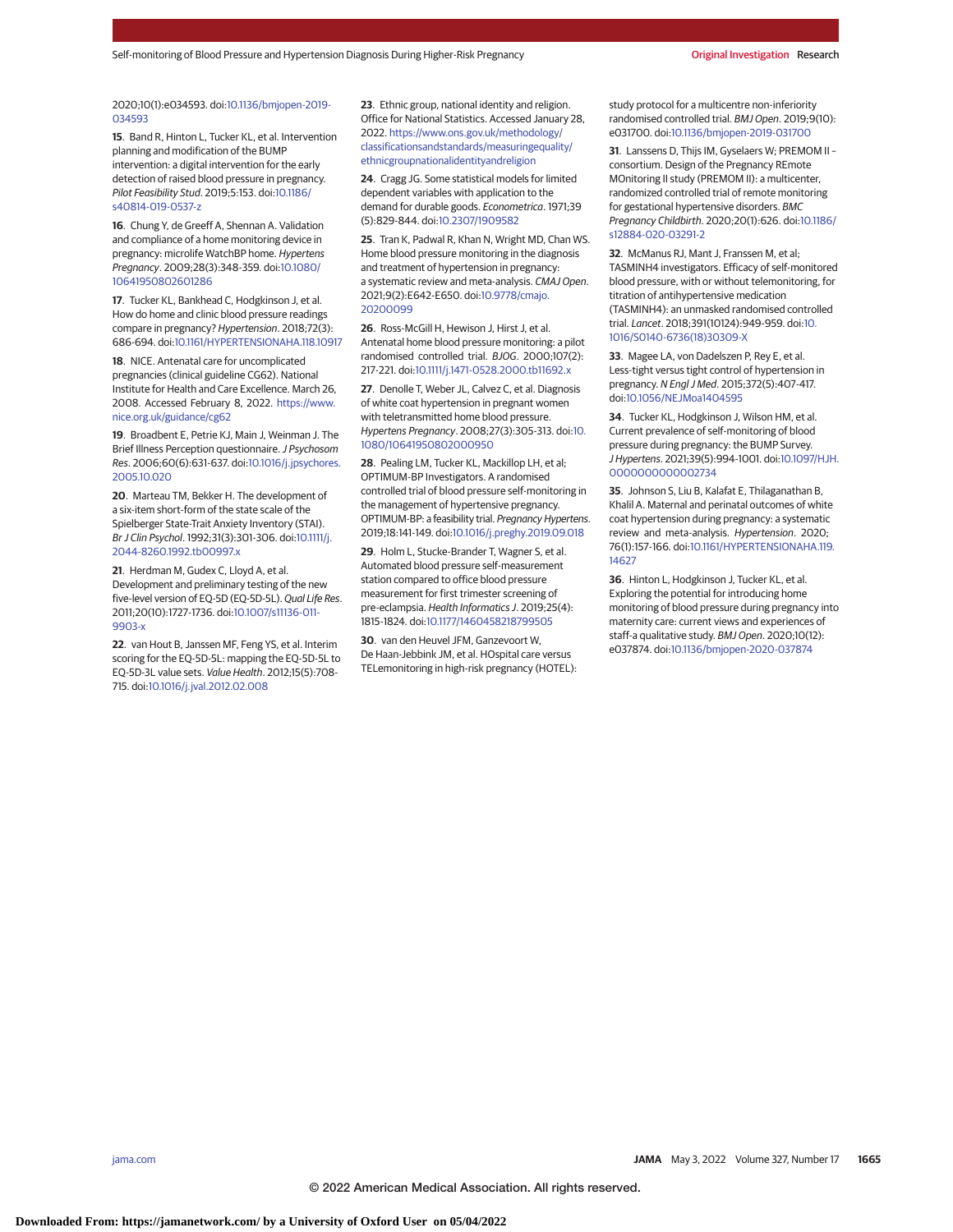2020;10(1):e034593. doi:10.1136/bmjopen-2019-034593

15. Band R, Hinton L, Tucker KL, et al. Intervention planning and modification of the BUMP intervention: a digital intervention for the early detection of raised blood pressure in pregnancy. *Pilot Feasibility Stud*. 2019;5:153. doi:10.1186/s40814-019-0537-z

16. Chung Y, de Greeff A, Shennan A. Validation and compliance of a home monitoring device in pregnancy: microlife WatchBP home. *Hypertens Pregnancy*. 2009;28(3):348-359. doi:10.1080/10641950802601286

17. Tucker KL, Bankhead C, Hodgkinson J, et al. How do home and clinic blood pressure readings compare in pregnancy? *Hypertension*. 2018;72(3):686-694. doi:10.1161/HYPERTENSIONAHA.118.10917

18. NICE. Antenatal care for uncomplicated pregnancies (clinical guideline CG62). National Institute for Health and Care Excellence. March 26, 2008. Accessed February 8, 2022. https://www.nice.org.uk/guidance/cg62

19. Broadbent E, Petrie KJ, Main J, Weinman J. The Brief Illness Perception questionnaire. *J Psychosom Res*. 2006;60(6):631-637. doi:10.1016/j.jpsychores.2005.10.020

20. Marteau TM, Bekker H. The development of a six-item short-form of the state scale of the Spielberger State-Trait Anxiety Inventory (STAI). *Br J Clin Psychol*. 1992;31(3):301-306. doi:10.1111/j.2044-8260.1992.tb00997.x

21. Herdman M, Gudex C, Lloyd A, et al. Development and preliminary testing of the new five-level version of EQ-5D (EQ-5D-5L). *Qual Life Res*. 2011;20(10):1727-1736. doi:10.1007/s11136-011-9903-x

22. van Hout B, Janssen MF, Feng YS, et al. Interim scoring for the EQ-5D-5L: mapping the EQ-5D-5L to EQ-5D-3L value sets. *Value Health*. 2012;15(5):708-715. doi:10.1016/j.jval.2012.02.008

23. Ethnic group, national identity and religion. Office for National Statistics. Accessed January 28, 2022. https://www.ons.gov.uk/methodology/classificationsandstandards/measuringequality/ethnicgroupnationalidentityandreligion

24. Cragg JG. Some statistical models for limited dependent variables with application to the demand for durable goods. *Econometrica*. 1971;39(5):829-844. doi:10.2307/1909582

25. Tran K, Padwal R, Khan N, Wright MD, Chan WS. Home blood pressure monitoring in the diagnosis and treatment of hypertension in pregnancy: a systematic review and meta-analysis. *CMAJ Open*. 2021;9(2):E642-E650. doi:10.9778/cmajo.20200099

26. Ross-McGill H, Hewison J, Hirst J, et al. Antenatal home blood pressure monitoring: a pilot randomised controlled trial. *BJOG*. 2000;107(2):217-221. doi:10.1111/j.1471-0528.2000.tb11692.x

27. Denolle T, Weber JL, Calvez C, et al. Diagnosis of white coat hypertension in pregnant women with teletransmitted home blood pressure. *Hypertens Pregnancy*. 2008;27(3):305-313. doi:10.1080/10641950802000950

28. Pealing LM, Tucker KL, Mackillop LH, et al; OPTIMUM-BP Investigators. A randomised controlled trial of blood pressure self-monitoring in the management of hypertensive pregnancy. OPTIMUM-BP: a feasibility trial. *Pregnancy Hypertens*. 2019;18:141-149. doi:10.1016/j.preghy.2019.09.018

29. Holm L, Stucke-Brander T, Wagner S, et al. Automated blood pressure self-measurement station compared to office blood pressure measurement for first trimester screening of pre-eclampsia. *Health Informatics J*. 2019;25(4):1815-1824. doi:10.1177/1460458218799505

30. van den Heuvel JFM, Ganzevoort W, De Haan-Jebbink JM, et al. HOspital care versus TELemonitoring in high-risk pregnancy (HOTEL): study protocol for a multicentre non-inferiority randomised controlled trial. *BMJ Open*. 2019;9(10):e031700. doi:10.1136/bmjopen-2019-031700

31. Lanssens D, Thijs IM, Gyselaers W; PREMOM II – consortium. Design of the Pregnancy REmote MOnitoring II study (PREMOM II): a multicenter, randomized controlled trial of remote monitoring for gestational hypertensive disorders. *BMC Pregnancy Childbirth*. 2020;20(1):626. doi:10.1186/s12884-020-03291-2

32. McManus RJ, Mant J, Franssen M, et al; TASMINH4 investigators. Efficacy of self-monitored blood pressure, with or without telemonitoring, for titration of antihypertensive medication (TASMINH4): an unmasked randomised controlled trial. *Lancet*. 2018;391(10124):949-959. doi:10.1016/S0140-6736(18)30309-X

33. Magee LA, von Dadelszen P, Rey E, et al. Less-tight versus tight control of hypertension in pregnancy. *N Engl J Med*. 2015;372(5):407-417. doi:10.1056/NEJMoa1404595

34. Tucker KL, Hodgkinson J, Wilson HM, et al. Current prevalence of self-monitoring of blood pressure during pregnancy: the BUMP Survey. *J Hypertens*. 2021;39(5):994-1001. doi:10.1097/HJH.0000000000002734

35. Johnson S, Liu B, Kalafat E, Thilaganathan B, Khalil A. Maternal and perinatal outcomes of white coat hypertension during pregnancy: a systematic review and meta-analysis. *Hypertension*. 2020;76(1):157-166. doi:10.1161/HYPERTENSIONAHA.119.14627

36. Hinton L, Hodgkinson J, Tucker KL, et al. Exploring the potential for introducing home monitoring of blood pressure during pregnancy into maternity care: current views and experiences of staff-a qualitative study. *BMJ Open*. 2020;10(12):e037874. doi:10.1136/bmjopen-2020-037874